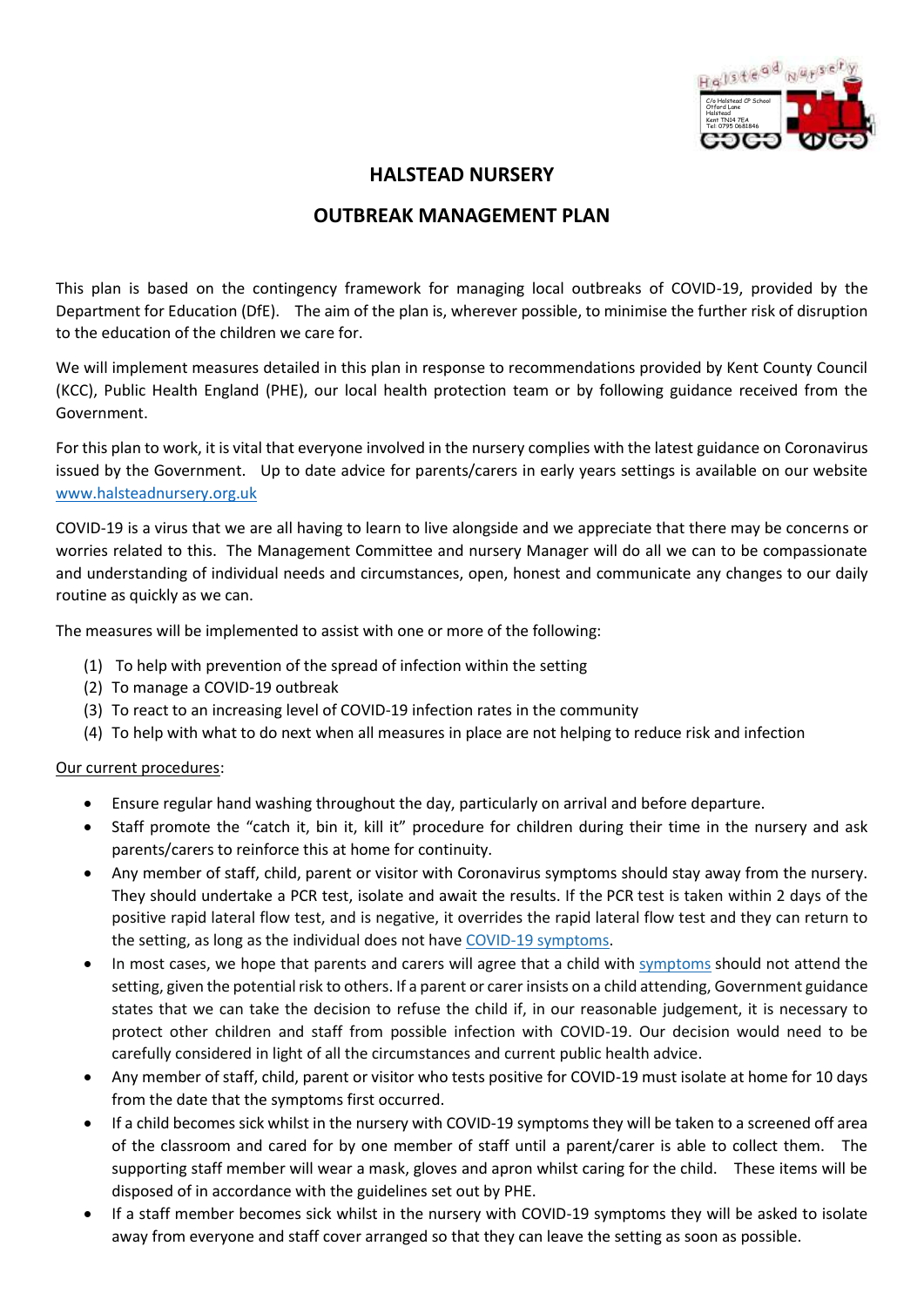# HALSTEAD NURSERY

## OUTBREAK MANAGEMENT PLAN

This plan is based on the contingency framework for managing local outbreaks of COVID-19, provided by the Department for Education (DfE). The aim of the plan is, wherever possible, to minimise the further risk of disruption to the education of the children we care for.

We will implement measures detailed in this plan in response to recommendations provided by Kent County Council (KCC), Public Health England (PHE), our local health protection team or by following guidance received from the Government.

For this plan to work, it is vital that everyone involved in the nursery complies with the latest guidance on Coronavirus issued by the Government. Up to date advice for parents/carers in early years settings is available on our website [www.halsteadnursery.org.uk](http://www.halsteadnursery.org.uk)

COVID-19 is a virus that we are all having to learn to live alongside and we appreciate that there may be concerns or worries related to this. The Management Committee and nursery Manager will do all we can to be compassionate and understanding of individual needs and circumstances, open, honest and communicate any changes to our daily routine as quickly as we can.

The measures will be implemented to assist with one or more of the following:

1. To help with prevention of the spread of infection within the setting
2. To manage a COVID-19 outbreak
3. To react to an increasing level of COVID-19 infection rates in the community
4. To help with what to do next when all measures in place are not helping to reduce risk and infection

Our current procedures:

- Ensure regular hand washing throughout the day, particularly on arrival and before departure.
- Staff promote the "catch it, bin it, kill it" procedure for children during their time in the nursery and ask parents/carers to reinforce this at home for continuity.
- Any member of staff, child, parent or visitor with Coronavirus symptoms should stay away from the nursery. They should undertake a PCR test, isolate and await the results. If the PCR test is taken within 2 days of the positive rapid lateral flow test, and is negative, it overrides the rapid lateral flow test and they can return to the setting, as long as the individual does not have COVID-19 symptoms.
- In most cases, we hope that parents and carers will agree that a child with symptoms should not attend the setting, given the potential risk to others. If a parent or carer insists on a child attending, Government guidance states that we can take the decision to refuse the child if, in our reasonable judgement, it is necessary to protect other children and staff from possible infection with COVID-19. Our decision would need to be carefully considered in light of all the circumstances and current public health advice.
- Any member of staff, child, parent or visitor who tests positive for COVID-19 must isolate at home for 10 days from the date that the symptoms first occurred.
- If a child becomes sick whilst in the nursery with COVID-19 symptoms they will be taken to a screened off area of the classroom and cared for by one member of staff until a parent/carer is able to collect them. The supporting staff member will wear a mask, gloves and apron whilst caring for the child. These items will be disposed of in accordance with the guidelines set out by PHE.
- If a staff member becomes sick whilst in the nursery with COVID-19 symptoms they will be asked to isolate away from everyone and staff cover arranged so that they can leave the setting as soon as possible.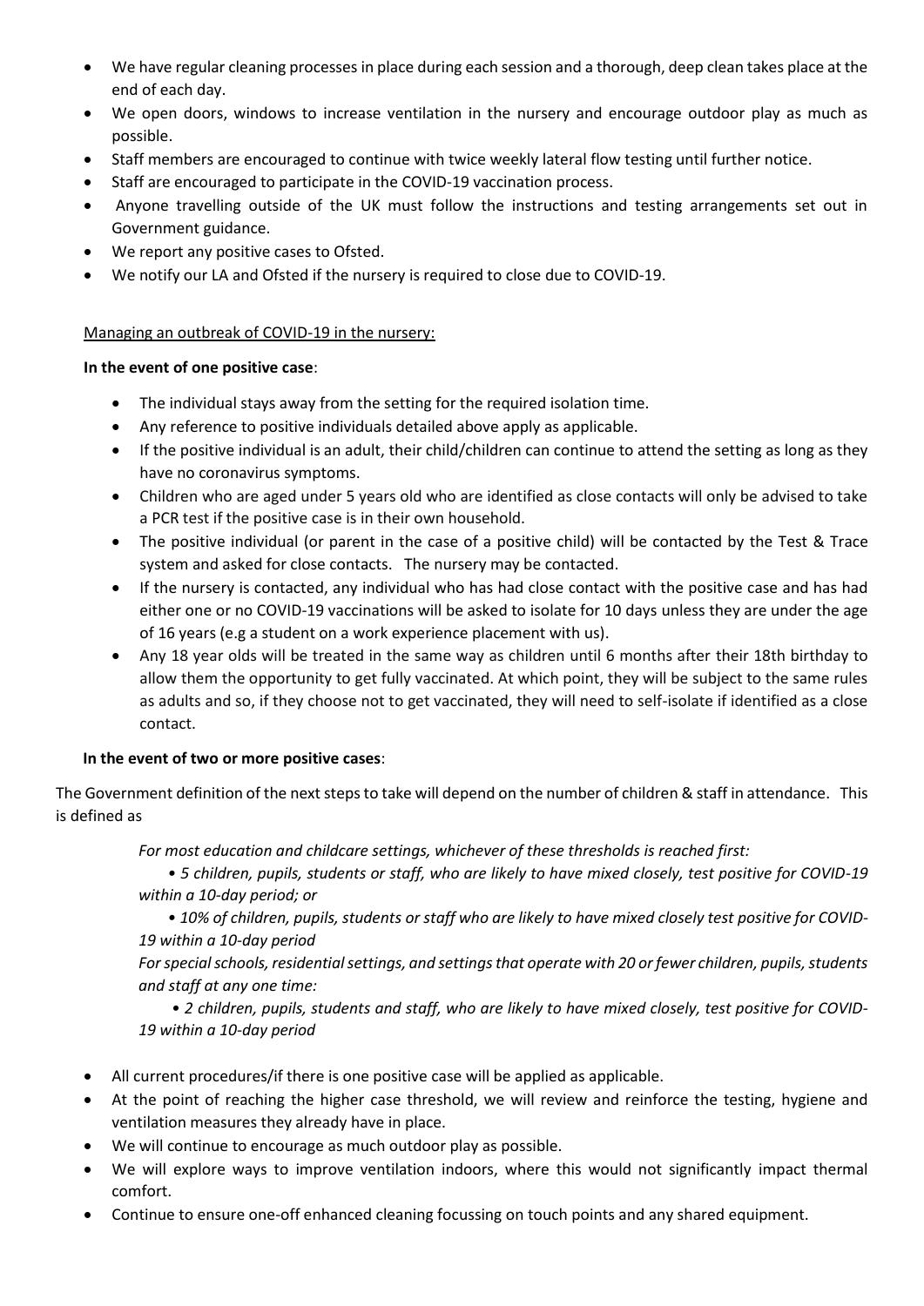- We have regular cleaning processes in place during each session and a thorough, deep clean takes place at the end of each day.
- We open doors, windows to increase ventilation in the nursery and encourage outdoor play as much as possible.
- Staff members are encouraged to continue with twice weekly lateral flow testing until further notice.
- Staff are encouraged to participate in the COVID-19 vaccination process.
- Anyone travelling outside of the UK must follow the instructions and testing arrangements set out in Government guidance.
- We report any positive cases to Ofsted.
- We notify our LA and Ofsted if the nursery is required to close due to COVID-19.

Managing an outbreak of COVID-19 in the nursery:

**In the event of one positive case**:

- The individual stays away from the setting for the required isolation time.
- Any reference to positive individuals detailed above apply as applicable.
- If the positive individual is an adult, their child/children can continue to attend the setting as long as they have no coronavirus symptoms.
- Children who are aged under 5 years old who are identified as close contacts will only be advised to take a PCR test if the positive case is in their own household.
- The positive individual (or parent in the case of a positive child) will be contacted by the Test & Trace system and asked for close contacts. The nursery may be contacted.
- If the nursery is contacted, any individual who has had close contact with the positive case and has had either one or no COVID-19 vaccinations will be asked to isolate for 10 days unless they are under the age of 16 years (e.g a student on a work experience placement with us).
- Any 18 year olds will be treated in the same way as children until 6 months after their 18th birthday to allow them the opportunity to get fully vaccinated. At which point, they will be subject to the same rules as adults and so, if they choose not to get vaccinated, they will need to self-isolate if identified as a close contact.

**In the event of two or more positive cases**:

The Government definition of the next steps to take will depend on the number of children & staff in attendance. This is defined as

*For most education and childcare settings, whichever of these thresholds is reached first:*

*• 5 children, pupils, students or staff, who are likely to have mixed closely, test positive for COVID-19 within a 10-day period; or*

*• 10% of children, pupils, students or staff who are likely to have mixed closely test positive for COVID-19 within a 10-day period*

*For special schools, residential settings, and settings that operate with 20 or fewer children, pupils, students and staff at any one time:*

*• 2 children, pupils, students and staff, who are likely to have mixed closely, test positive for COVID-19 within a 10-day period*

- All current procedures/if there is one positive case will be applied as applicable.
- At the point of reaching the higher case threshold, we will review and reinforce the testing, hygiene and ventilation measures they already have in place.
- We will continue to encourage as much outdoor play as possible.
- We will explore ways to improve ventilation indoors, where this would not significantly impact thermal comfort.
- Continue to ensure one-off enhanced cleaning focussing on touch points and any shared equipment.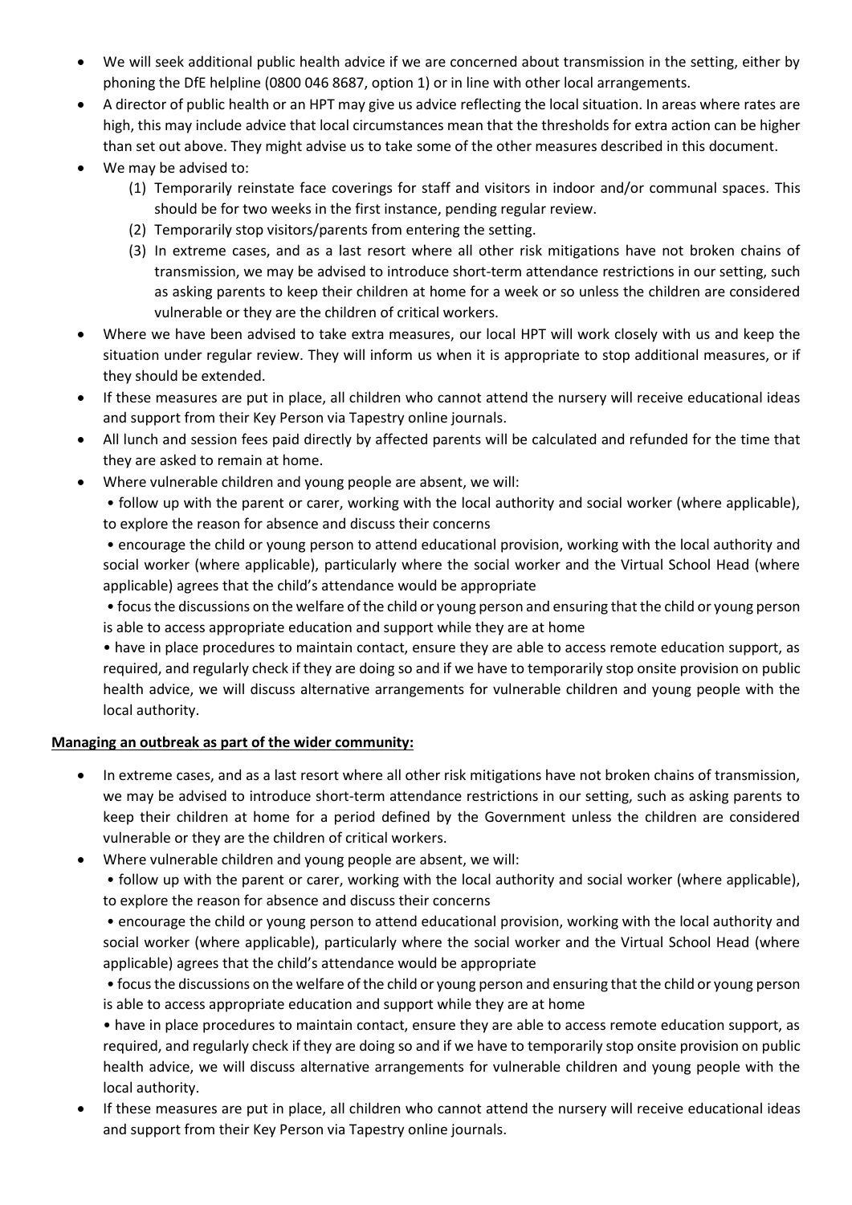- We will seek additional public health advice if we are concerned about transmission in the setting, either by phoning the DfE helpline (0800 046 8687, option 1) or in line with other local arrangements.
- A director of public health or an HPT may give us advice reflecting the local situation. In areas where rates are high, this may include advice that local circumstances mean that the thresholds for extra action can be higher than set out above. They might advise us to take some of the other measures described in this document.
- We may be advised to:
  1. Temporarily reinstate face coverings for staff and visitors in indoor and/or communal spaces. This should be for two weeks in the first instance, pending regular review.
  2. Temporarily stop visitors/parents from entering the setting.
  3. In extreme cases, and as a last resort where all other risk mitigations have not broken chains of transmission, we may be advised to introduce short-term attendance restrictions in our setting, such as asking parents to keep their children at home for a week or so unless the children are considered vulnerable or they are the children of critical workers.
- Where we have been advised to take extra measures, our local HPT will work closely with us and keep the situation under regular review. They will inform us when it is appropriate to stop additional measures, or if they should be extended.
- If these measures are put in place, all children who cannot attend the nursery will receive educational ideas and support from their Key Person via Tapestry online journals.
- All lunch and session fees paid directly by affected parents will be calculated and refunded for the time that they are asked to remain at home.
- Where vulnerable children and young people are absent, we will:

  • follow up with the parent or carer, working with the local authority and social worker (where applicable), to explore the reason for absence and discuss their concerns

  • encourage the child or young person to attend educational provision, working with the local authority and social worker (where applicable), particularly where the social worker and the Virtual School Head (where applicable) agrees that the child's attendance would be appropriate

  • focus the discussions on the welfare of the child or young person and ensuring that the child or young person is able to access appropriate education and support while they are at home

  • have in place procedures to maintain contact, ensure they are able to access remote education support, as required, and regularly check if they are doing so and if we have to temporarily stop onsite provision on public health advice, we will discuss alternative arrangements for vulnerable children and young people with the local authority.

**Managing an outbreak as part of the wider community:**

- In extreme cases, and as a last resort where all other risk mitigations have not broken chains of transmission, we may be advised to introduce short-term attendance restrictions in our setting, such as asking parents to keep their children at home for a period defined by the Government unless the children are considered vulnerable or they are the children of critical workers.
- Where vulnerable children and young people are absent, we will:

  • follow up with the parent or carer, working with the local authority and social worker (where applicable), to explore the reason for absence and discuss their concerns

  • encourage the child or young person to attend educational provision, working with the local authority and social worker (where applicable), particularly where the social worker and the Virtual School Head (where applicable) agrees that the child's attendance would be appropriate

  • focus the discussions on the welfare of the child or young person and ensuring that the child or young person is able to access appropriate education and support while they are at home

  • have in place procedures to maintain contact, ensure they are able to access remote education support, as required, and regularly check if they are doing so and if we have to temporarily stop onsite provision on public health advice, we will discuss alternative arrangements for vulnerable children and young people with the local authority.
- If these measures are put in place, all children who cannot attend the nursery will receive educational ideas and support from their Key Person via Tapestry online journals.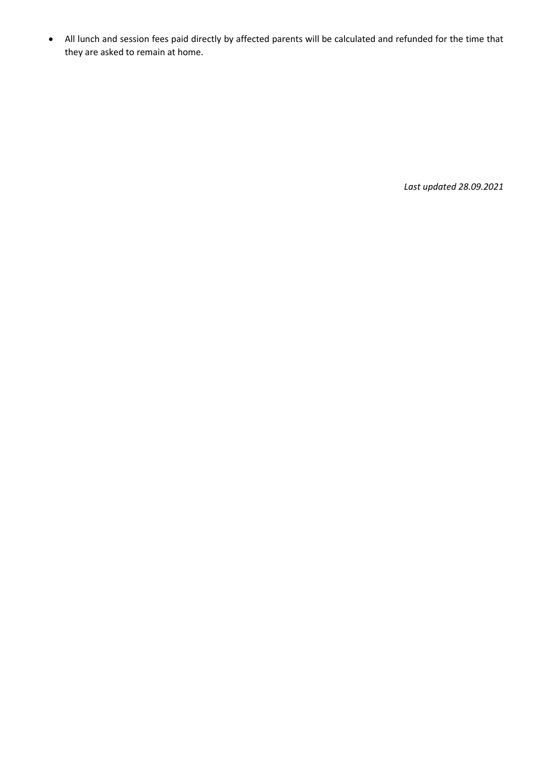- All lunch and session fees paid directly by affected parents will be calculated and refunded for the time that they are asked to remain at home.

*Last updated 28.09.2021*